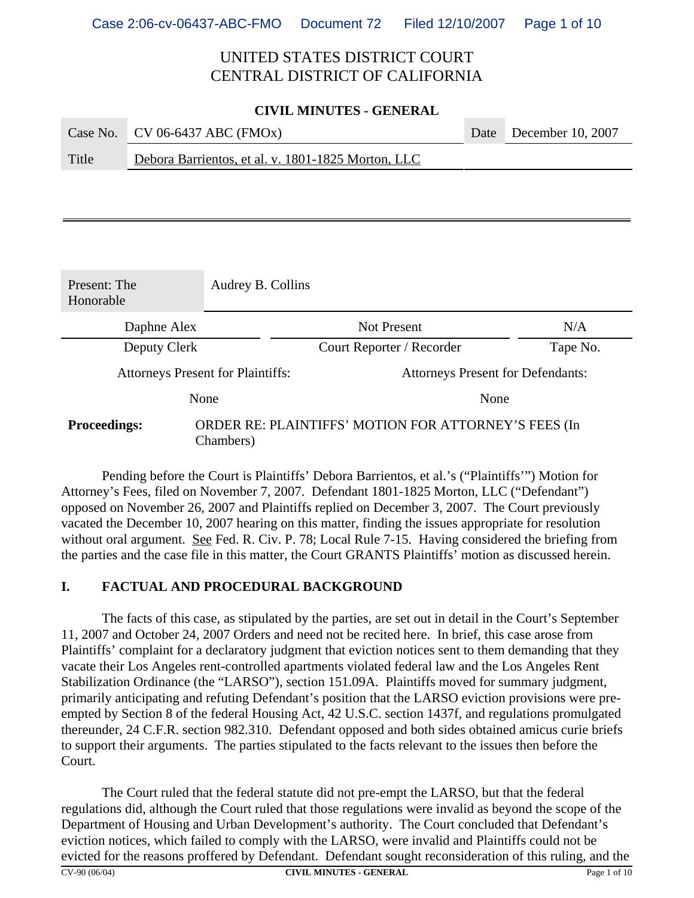UNITED STATES DISTRICT COURT
CENTRAL DISTRICT OF CALIFORNIA

**CIVIL MINUTES - GENERAL**

| Case No. | CV 06-6437 ABC (FMOx) | Date | December 10, 2007 |
|---|---|---|---|
| Title | Debora Barrientos, et al. v. 1801-1825 Morton, LLC | | |

| Present: The Honorable | Audrey B. Collins | |
|---|---|---|
| Daphne Alex | Not Present | N/A |
| Deputy Clerk | Court Reporter / Recorder | Tape No. |

| Attorneys Present for Plaintiffs: | Attorneys Present for Defendants: |
|---|---|
| None | None |

**Proceedings:** ORDER RE: PLAINTIFFS' MOTION FOR ATTORNEY'S FEES (In Chambers)

Pending before the Court is Plaintiffs' Debora Barrientos, et al.'s ("Plaintiffs'") Motion for Attorney's Fees, filed on November 7, 2007. Defendant 1801-1825 Morton, LLC ("Defendant") opposed on November 26, 2007 and Plaintiffs replied on December 3, 2007. The Court previously vacated the December 10, 2007 hearing on this matter, finding the issues appropriate for resolution without oral argument. See Fed. R. Civ. P. 78; Local Rule 7-15. Having considered the briefing from the parties and the case file in this matter, the Court GRANTS Plaintiffs' motion as discussed herein.

## I. FACTUAL AND PROCEDURAL BACKGROUND

The facts of this case, as stipulated by the parties, are set out in detail in the Court's September 11, 2007 and October 24, 2007 Orders and need not be recited here. In brief, this case arose from Plaintiffs' complaint for a declaratory judgment that eviction notices sent to them demanding that they vacate their Los Angeles rent-controlled apartments violated federal law and the Los Angeles Rent Stabilization Ordinance (the "LARSO"), section 151.09A. Plaintiffs moved for summary judgment, primarily anticipating and refuting Defendant's position that the LARSO eviction provisions were pre-empted by Section 8 of the federal Housing Act, 42 U.S.C. section 1437f, and regulations promulgated thereunder, 24 C.F.R. section 982.310. Defendant opposed and both sides obtained amicus curie briefs to support their arguments. The parties stipulated to the facts relevant to the issues then before the Court.

The Court ruled that the federal statute did not pre-empt the LARSO, but that the federal regulations did, although the Court ruled that those regulations were invalid as beyond the scope of the Department of Housing and Urban Development's authority. The Court concluded that Defendant's eviction notices, which failed to comply with the LARSO, were invalid and Plaintiffs could not be evicted for the reasons proffered by Defendant. Defendant sought reconsideration of this ruling, and the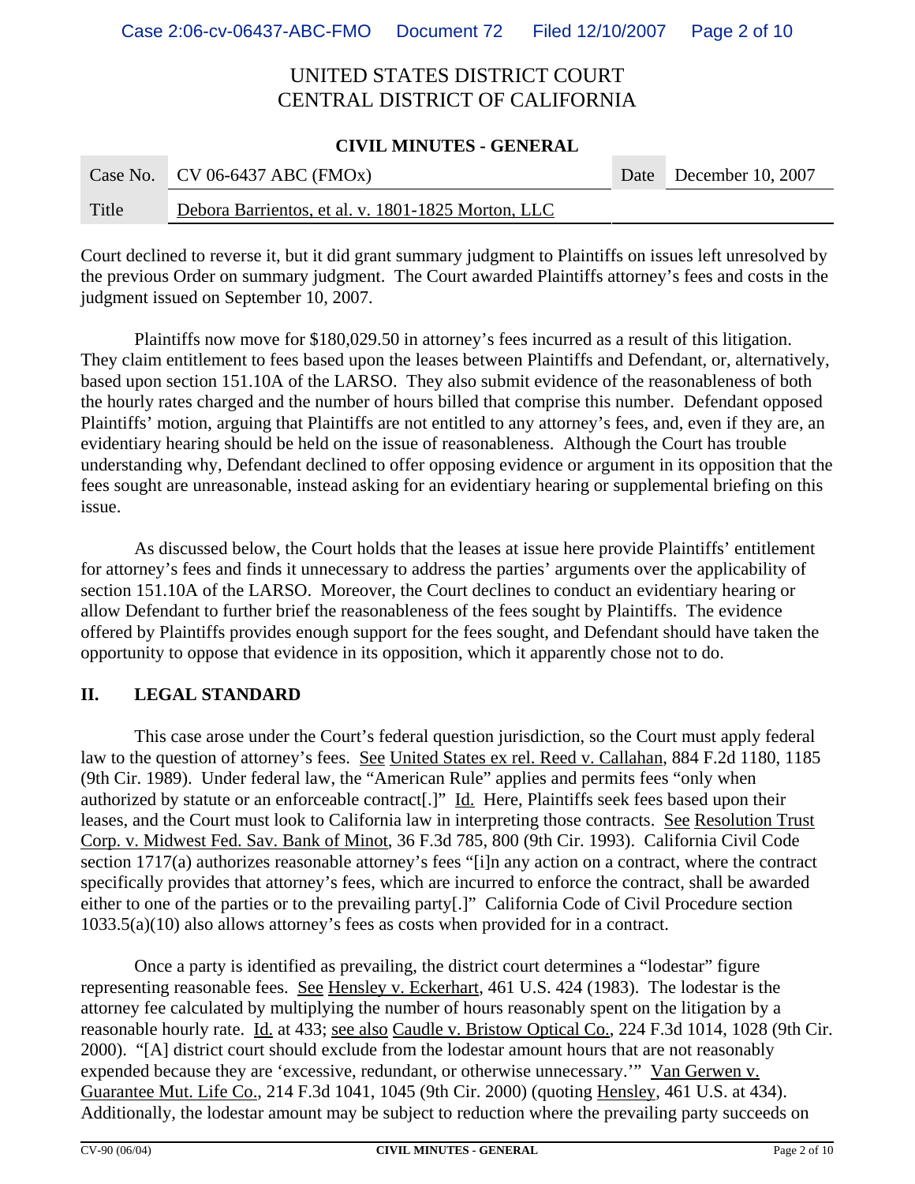Court declined to reverse it, but it did grant summary judgment to Plaintiffs on issues left unresolved by the previous Order on summary judgment. The Court awarded Plaintiffs attorney's fees and costs in the judgment issued on September 10, 2007.

Plaintiffs now move for $180,029.50 in attorney's fees incurred as a result of this litigation. They claim entitlement to fees based upon the leases between Plaintiffs and Defendant, or, alternatively, based upon section 151.10A of the LARSO. They also submit evidence of the reasonableness of both the hourly rates charged and the number of hours billed that comprise this number. Defendant opposed Plaintiffs' motion, arguing that Plaintiffs are not entitled to any attorney's fees, and, even if they are, an evidentiary hearing should be held on the issue of reasonableness. Although the Court has trouble understanding why, Defendant declined to offer opposing evidence or argument in its opposition that the fees sought are unreasonable, instead asking for an evidentiary hearing or supplemental briefing on this issue.

As discussed below, the Court holds that the leases at issue here provide Plaintiffs' entitlement for attorney's fees and finds it unnecessary to address the parties' arguments over the applicability of section 151.10A of the LARSO. Moreover, the Court declines to conduct an evidentiary hearing or allow Defendant to further brief the reasonableness of the fees sought by Plaintiffs. The evidence offered by Plaintiffs provides enough support for the fees sought, and Defendant should have taken the opportunity to oppose that evidence in its opposition, which it apparently chose not to do.

## II. LEGAL STANDARD

This case arose under the Court's federal question jurisdiction, so the Court must apply federal law to the question of attorney's fees. See United States ex rel. Reed v. Callahan, 884 F.2d 1180, 1185 (9th Cir. 1989). Under federal law, the "American Rule" applies and permits fees "only when authorized by statute or an enforceable contract[.]" Id. Here, Plaintiffs seek fees based upon their leases, and the Court must look to California law in interpreting those contracts. See Resolution Trust Corp. v. Midwest Fed. Sav. Bank of Minot, 36 F.3d 785, 800 (9th Cir. 1993). California Civil Code section 1717(a) authorizes reasonable attorney's fees "[i]n any action on a contract, where the contract specifically provides that attorney's fees, which are incurred to enforce the contract, shall be awarded either to one of the parties or to the prevailing party[.]" California Code of Civil Procedure section 1033.5(a)(10) also allows attorney's fees as costs when provided for in a contract.

Once a party is identified as prevailing, the district court determines a "lodestar" figure representing reasonable fees. See Hensley v. Eckerhart, 461 U.S. 424 (1983). The lodestar is the attorney fee calculated by multiplying the number of hours reasonably spent on the litigation by a reasonable hourly rate. Id. at 433; see also Caudle v. Bristow Optical Co., 224 F.3d 1014, 1028 (9th Cir. 2000). "[A] district court should exclude from the lodestar amount hours that are not reasonably expended because they are 'excessive, redundant, or otherwise unnecessary.'" Van Gerwen v. Guarantee Mut. Life Co., 214 F.3d 1041, 1045 (9th Cir. 2000) (quoting Hensley, 461 U.S. at 434). Additionally, the lodestar amount may be subject to reduction where the prevailing party succeeds on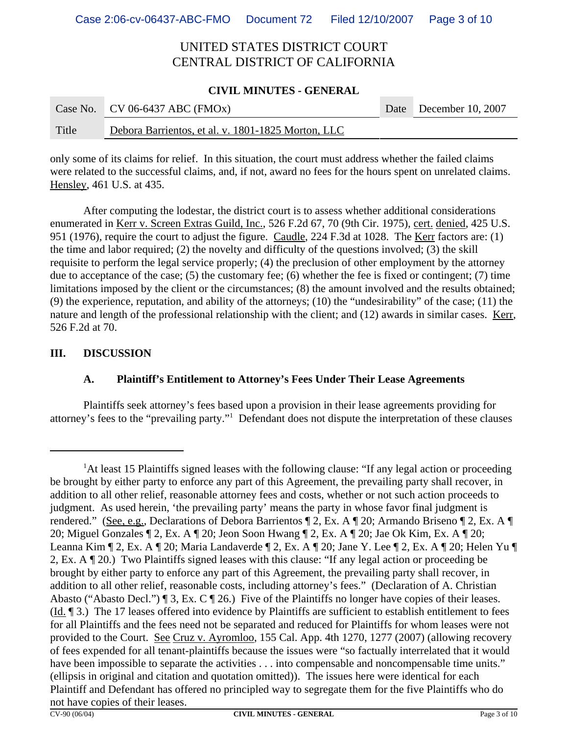UNITED STATES DISTRICT COURT
CENTRAL DISTRICT OF CALIFORNIA

**CIVIL MINUTES - GENERAL**

| Case No. | CV 06-6437 ABC (FMOx) | Date | December 10, 2007 |
|---|---|---|---|
| Title | Debora Barrientos, et al. v. 1801-1825 Morton, LLC | | |

only some of its claims for relief. In this situation, the court must address whether the failed claims were related to the successful claims, and, if not, award no fees for the hours spent on unrelated claims. Hensley, 461 U.S. at 435.

After computing the lodestar, the district court is to assess whether additional considerations enumerated in Kerr v. Screen Extras Guild, Inc., 526 F.2d 67, 70 (9th Cir. 1975), cert. denied, 425 U.S. 951 (1976), require the court to adjust the figure. Caudle, 224 F.3d at 1028. The Kerr factors are: (1) the time and labor required; (2) the novelty and difficulty of the questions involved; (3) the skill requisite to perform the legal service properly; (4) the preclusion of other employment by the attorney due to acceptance of the case; (5) the customary fee; (6) whether the fee is fixed or contingent; (7) time limitations imposed by the client or the circumstances; (8) the amount involved and the results obtained; (9) the experience, reputation, and ability of the attorneys; (10) the "undesirability" of the case; (11) the nature and length of the professional relationship with the client; and (12) awards in similar cases. Kerr, 526 F.2d at 70.

## III. DISCUSSION

### A. Plaintiff's Entitlement to Attorney's Fees Under Their Lease Agreements

Plaintiffs seek attorney's fees based upon a provision in their lease agreements providing for attorney's fees to the "prevailing party."[1] Defendant does not dispute the interpretation of these clauses

---

[1]At least 15 Plaintiffs signed leases with the following clause: "If any legal action or proceeding be brought by either party to enforce any part of this Agreement, the prevailing party shall recover, in addition to all other relief, reasonable attorney fees and costs, whether or not such action proceeds to judgment. As used herein, 'the prevailing party' means the party in whose favor final judgment is rendered." (See, e.g., Declarations of Debora Barrientos ¶ 2, Ex. A ¶ 20; Armando Briseno ¶ 2, Ex. A ¶ 20; Miguel Gonzales ¶ 2, Ex. A ¶ 20; Jeon Soon Hwang ¶ 2, Ex. A ¶ 20; Jae Ok Kim, Ex. A ¶ 20; Leanna Kim ¶ 2, Ex. A ¶ 20; Maria Landaverde ¶ 2, Ex. A ¶ 20; Jane Y. Lee ¶ 2, Ex. A ¶ 20; Helen Yu ¶ 2, Ex. A ¶ 20.) Two Plaintiffs signed leases with this clause: "If any legal action or proceeding be brought by either party to enforce any part of this Agreement, the prevailing party shall recover, in addition to all other relief, reasonable costs, including attorney's fees." (Declaration of A. Christian Abasto ("Abasto Decl.") ¶ 3, Ex. C ¶ 26.) Five of the Plaintiffs no longer have copies of their leases. (Id. ¶ 3.) The 17 leases offered into evidence by Plaintiffs are sufficient to establish entitlement to fees for all Plaintiffs and the fees need not be separated and reduced for Plaintiffs for whom leases were not provided to the Court. See Cruz v. Ayromloo, 155 Cal. App. 4th 1270, 1277 (2007) (allowing recovery of fees expended for all tenant-plaintiffs because the issues were "so factually interrelated that it would have been impossible to separate the activities . . . into compensable and noncompensable time units." (ellipsis in original and citation and quotation omitted)). The issues here were identical for each Plaintiff and Defendant has offered no principled way to segregate them for the five Plaintiffs who do not have copies of their leases.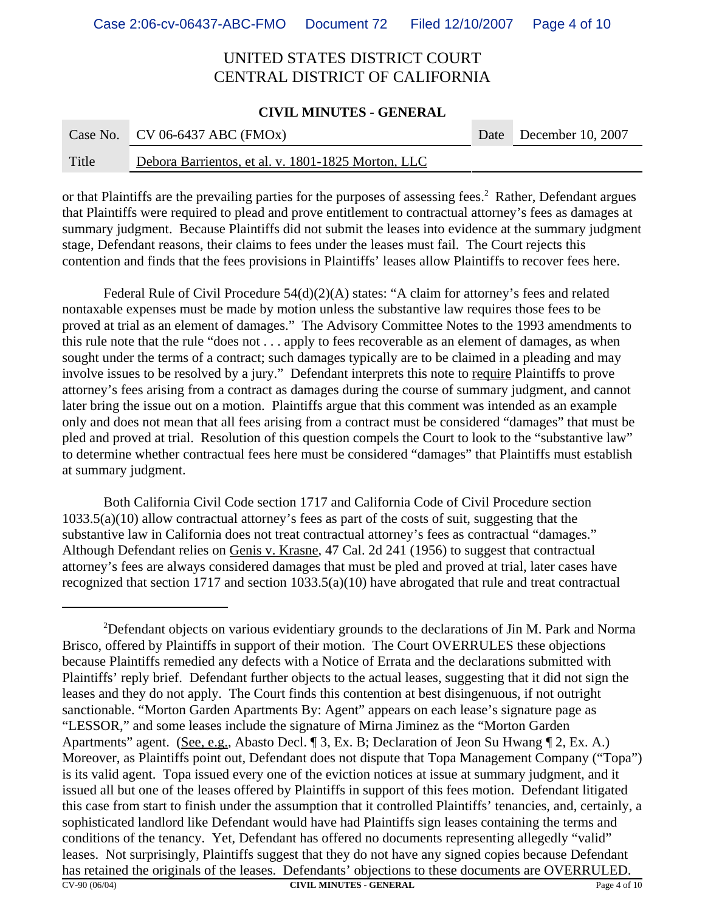or that Plaintiffs are the prevailing parties for the purposes of assessing fees.[2] Rather, Defendant argues that Plaintiffs were required to plead and prove entitlement to contractual attorney's fees as damages at summary judgment. Because Plaintiffs did not submit the leases into evidence at the summary judgment stage, Defendant reasons, their claims to fees under the leases must fail. The Court rejects this contention and finds that the fees provisions in Plaintiffs' leases allow Plaintiffs to recover fees here.

Federal Rule of Civil Procedure 54(d)(2)(A) states: "A claim for attorney's fees and related nontaxable expenses must be made by motion unless the substantive law requires those fees to be proved at trial as an element of damages." The Advisory Committee Notes to the 1993 amendments to this rule note that the rule "does not . . . apply to fees recoverable as an element of damages, as when sought under the terms of a contract; such damages typically are to be claimed in a pleading and may involve issues to be resolved by a jury." Defendant interprets this note to <u>require</u> Plaintiffs to prove attorney's fees arising from a contract as damages during the course of summary judgment, and cannot later bring the issue out on a motion. Plaintiffs argue that this comment was intended as an example only and does not mean that all fees arising from a contract must be considered "damages" that must be pled and proved at trial. Resolution of this question compels the Court to look to the "substantive law" to determine whether contractual fees here must be considered "damages" that Plaintiffs must establish at summary judgment.

Both California Civil Code section 1717 and California Code of Civil Procedure section 1033.5(a)(10) allow contractual attorney's fees as part of the costs of suit, suggesting that the substantive law in California does not treat contractual attorney's fees as contractual "damages." Although Defendant relies on <u>Genis v. Krasne</u>, 47 Cal. 2d 241 (1956) to suggest that contractual attorney's fees are always considered damages that must be pled and proved at trial, later cases have recognized that section 1717 and section 1033.5(a)(10) have abrogated that rule and treat contractual

---

[2] Defendant objects on various evidentiary grounds to the declarations of Jin M. Park and Norma Brisco, offered by Plaintiffs in support of their motion. The Court OVERRULES these objections because Plaintiffs remedied any defects with a Notice of Errata and the declarations submitted with Plaintiffs' reply brief. Defendant further objects to the actual leases, suggesting that it did not sign the leases and they do not apply. The Court finds this contention at best disingenuous, if not outright sanctionable. "Morton Garden Apartments By: Agent" appears on each lease's signature page as "LESSOR," and some leases include the signature of Mirna Jiminez as the "Morton Garden Apartments" agent. (<u>See, e.g.</u>, Abasto Decl. ¶ 3, Ex. B; Declaration of Jeon Su Hwang ¶ 2, Ex. A.) Moreover, as Plaintiffs point out, Defendant does not dispute that Topa Management Company ("Topa") is its valid agent. Topa issued every one of the eviction notices at issue at summary judgment, and it issued all but one of the leases offered by Plaintiffs in support of this fees motion. Defendant litigated this case from start to finish under the assumption that it controlled Plaintiffs' tenancies, and, certainly, a sophisticated landlord like Defendant would have had Plaintiffs sign leases containing the terms and conditions of the tenancy. Yet, Defendant has offered no documents representing allegedly "valid" leases. Not surprisingly, Plaintiffs suggest that they do not have any signed copies because Defendant has retained the originals of the leases. Defendants' objections to these documents are OVERRULED.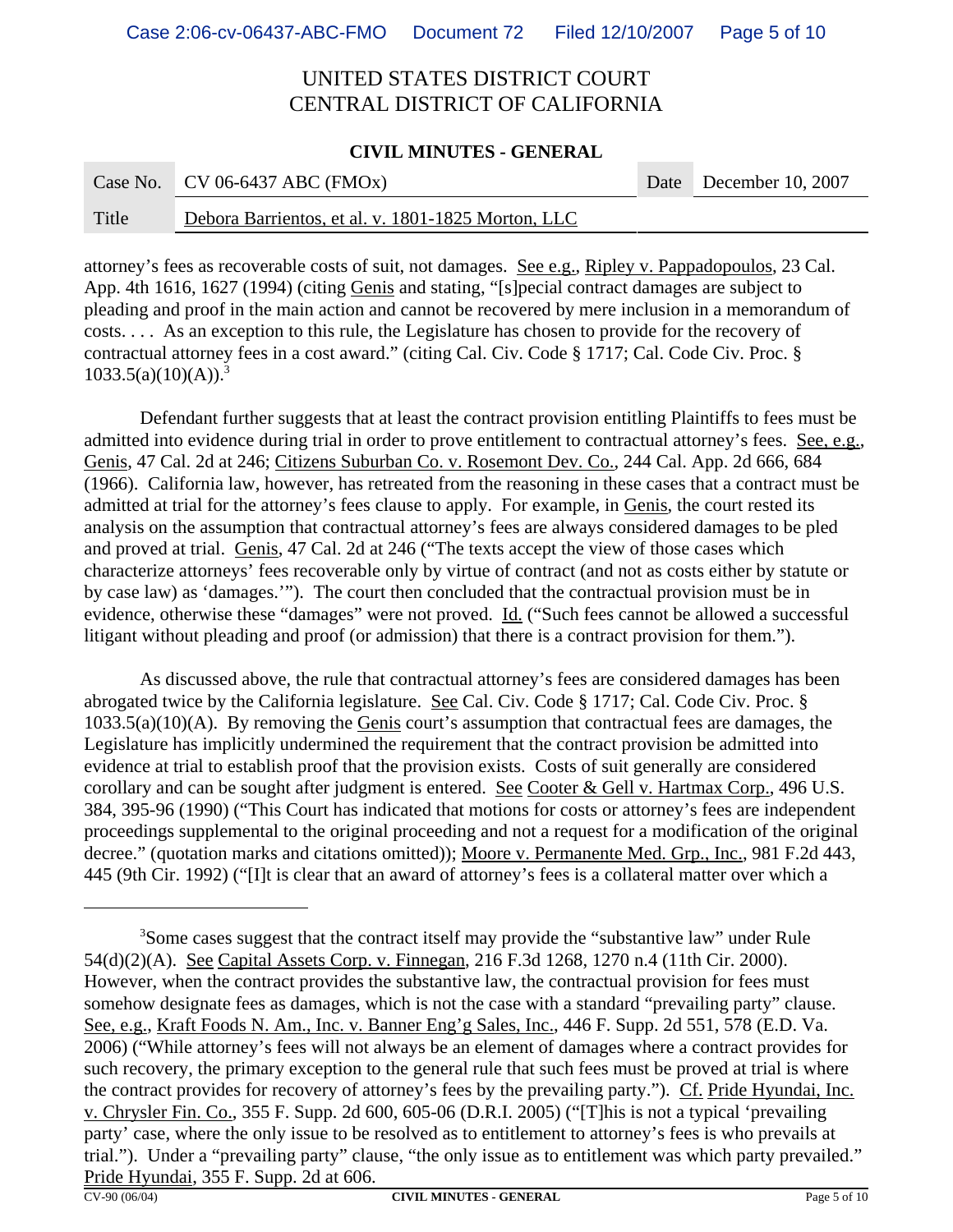attorney's fees as recoverable costs of suit, not damages. See e.g., Ripley v. Pappadopoulos, 23 Cal. App. 4th 1616, 1627 (1994) (citing Genis and stating, "[s]pecial contract damages are subject to pleading and proof in the main action and cannot be recovered by mere inclusion in a memorandum of costs. . . . As an exception to this rule, the Legislature has chosen to provide for the recovery of contractual attorney fees in a cost award." (citing Cal. Civ. Code § 1717; Cal. Code Civ. Proc. § 1033.5(a)(10)(A)).[3]

Defendant further suggests that at least the contract provision entitling Plaintiffs to fees must be admitted into evidence during trial in order to prove entitlement to contractual attorney's fees. See, e.g., Genis, 47 Cal. 2d at 246; Citizens Suburban Co. v. Rosemont Dev. Co., 244 Cal. App. 2d 666, 684 (1966). California law, however, has retreated from the reasoning in these cases that a contract must be admitted at trial for the attorney's fees clause to apply. For example, in Genis, the court rested its analysis on the assumption that contractual attorney's fees are always considered damages to be pled and proved at trial. Genis, 47 Cal. 2d at 246 ("The texts accept the view of those cases which characterize attorneys' fees recoverable only by virtue of contract (and not as costs either by statute or by case law) as 'damages.'"). The court then concluded that the contractual provision must be in evidence, otherwise these "damages" were not proved. Id. ("Such fees cannot be allowed a successful litigant without pleading and proof (or admission) that there is a contract provision for them.").

As discussed above, the rule that contractual attorney's fees are considered damages has been abrogated twice by the California legislature. See Cal. Civ. Code § 1717; Cal. Code Civ. Proc. § 1033.5(a)(10)(A). By removing the Genis court's assumption that contractual fees are damages, the Legislature has implicitly undermined the requirement that the contract provision be admitted into evidence at trial to establish proof that the provision exists. Costs of suit generally are considered corollary and can be sought after judgment is entered. See Cooter & Gell v. Hartmax Corp., 496 U.S. 384, 395-96 (1990) ("This Court has indicated that motions for costs or attorney's fees are independent proceedings supplemental to the original proceeding and not a request for a modification of the original decree." (quotation marks and citations omitted)); Moore v. Permanente Med. Grp., Inc., 981 F.2d 443, 445 (9th Cir. 1992) ("[I]t is clear that an award of attorney's fees is a collateral matter over which a

---

[3] Some cases suggest that the contract itself may provide the "substantive law" under Rule 54(d)(2)(A). See Capital Assets Corp. v. Finnegan, 216 F.3d 1268, 1270 n.4 (11th Cir. 2000). However, when the contract provides the substantive law, the contractual provision for fees must somehow designate fees as damages, which is not the case with a standard "prevailing party" clause. See, e.g., Kraft Foods N. Am., Inc. v. Banner Eng'g Sales, Inc., 446 F. Supp. 2d 551, 578 (E.D. Va. 2006) ("While attorney's fees will not always be an element of damages where a contract provides for such recovery, the primary exception to the general rule that such fees must be proved at trial is where the contract provides for recovery of attorney's fees by the prevailing party."). Cf. Pride Hyundai, Inc. v. Chrysler Fin. Co., 355 F. Supp. 2d 600, 605-06 (D.R.I. 2005) ("[T]his is not a typical 'prevailing party' case, where the only issue to be resolved as to entitlement to attorney's fees is who prevails at trial."). Under a "prevailing party" clause, "the only issue as to entitlement was which party prevailed." Pride Hyundai, 355 F. Supp. 2d at 606.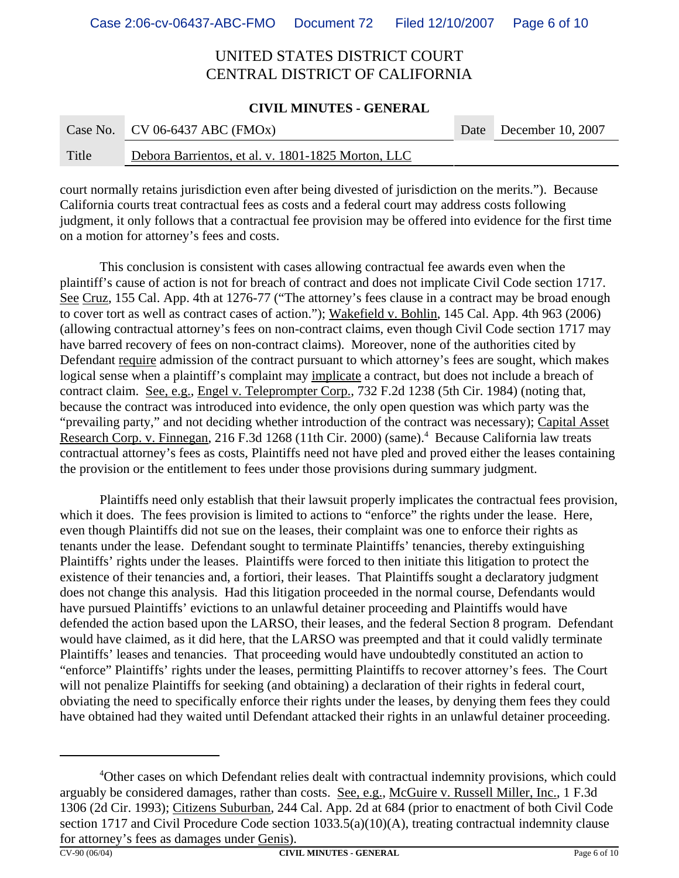court normally retains jurisdiction even after being divested of jurisdiction on the merits."). Because California courts treat contractual fees as costs and a federal court may address costs following judgment, it only follows that a contractual fee provision may be offered into evidence for the first time on a motion for attorney's fees and costs.

This conclusion is consistent with cases allowing contractual fee awards even when the plaintiff's cause of action is not for breach of contract and does not implicate Civil Code section 1717. See Cruz, 155 Cal. App. 4th at 1276-77 ("The attorney's fees clause in a contract may be broad enough to cover tort as well as contract cases of action."); Wakefield v. Bohlin, 145 Cal. App. 4th 963 (2006) (allowing contractual attorney's fees on non-contract claims, even though Civil Code section 1717 may have barred recovery of fees on non-contract claims). Moreover, none of the authorities cited by Defendant require admission of the contract pursuant to which attorney's fees are sought, which makes logical sense when a plaintiff's complaint may implicate a contract, but does not include a breach of contract claim. See, e.g., Engel v. Teleprompter Corp., 732 F.2d 1238 (5th Cir. 1984) (noting that, because the contract was introduced into evidence, the only open question was which party was the "prevailing party," and not deciding whether introduction of the contract was necessary); Capital Asset Research Corp. v. Finnegan, 216 F.3d 1268 (11th Cir. 2000) (same).[4] Because California law treats contractual attorney's fees as costs, Plaintiffs need not have pled and proved either the leases containing the provision or the entitlement to fees under those provisions during summary judgment.

Plaintiffs need only establish that their lawsuit properly implicates the contractual fees provision, which it does. The fees provision is limited to actions to "enforce" the rights under the lease. Here, even though Plaintiffs did not sue on the leases, their complaint was one to enforce their rights as tenants under the lease. Defendant sought to terminate Plaintiffs' tenancies, thereby extinguishing Plaintiffs' rights under the leases. Plaintiffs were forced to then initiate this litigation to protect the existence of their tenancies and, a fortiori, their leases. That Plaintiffs sought a declaratory judgment does not change this analysis. Had this litigation proceeded in the normal course, Defendants would have pursued Plaintiffs' evictions to an unlawful detainer proceeding and Plaintiffs would have defended the action based upon the LARSO, their leases, and the federal Section 8 program. Defendant would have claimed, as it did here, that the LARSO was preempted and that it could validly terminate Plaintiffs' leases and tenancies. That proceeding would have undoubtedly constituted an action to "enforce" Plaintiffs' rights under the leases, permitting Plaintiffs to recover attorney's fees. The Court will not penalize Plaintiffs for seeking (and obtaining) a declaration of their rights in federal court, obviating the need to specifically enforce their rights under the leases, by denying them fees they could have obtained had they waited until Defendant attacked their rights in an unlawful detainer proceeding.

---

[4] Other cases on which Defendant relies dealt with contractual indemnity provisions, which could arguably be considered damages, rather than costs. See, e.g., McGuire v. Russell Miller, Inc., 1 F.3d 1306 (2d Cir. 1993); Citizens Suburban, 244 Cal. App. 2d at 684 (prior to enactment of both Civil Code section 1717 and Civil Procedure Code section 1033.5(a)(10)(A), treating contractual indemnity clause for attorney's fees as damages under Genis).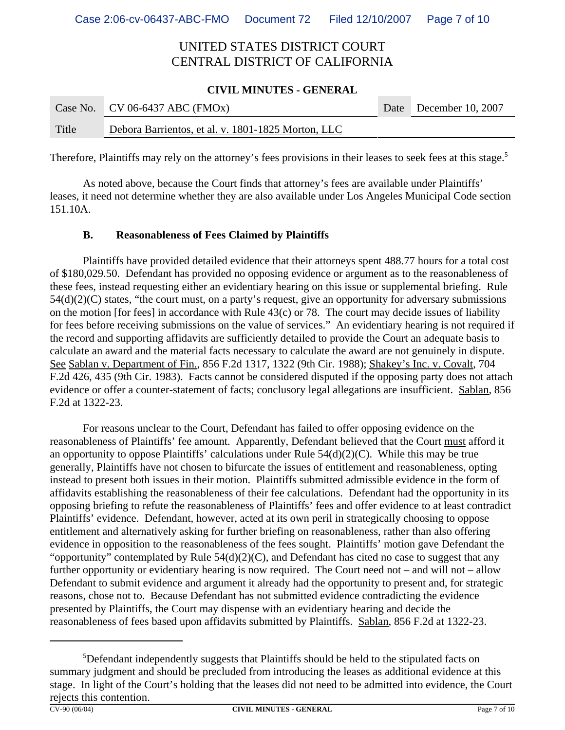# UNITED STATES DISTRICT COURT
# CENTRAL DISTRICT OF CALIFORNIA

**CIVIL MINUTES - GENERAL**

| Case No. | CV 06-6437 ABC (FMOx) | Date | December 10, 2007 |
|---|---|---|---|
| Title | Debora Barrientos, et al. v. 1801-1825 Morton, LLC | | |

Therefore, Plaintiffs may rely on the attorney's fees provisions in their leases to seek fees at this stage.[5]

As noted above, because the Court finds that attorney's fees are available under Plaintiffs' leases, it need not determine whether they are also available under Los Angeles Municipal Code section 151.10A.

**B. Reasonableness of Fees Claimed by Plaintiffs**

Plaintiffs have provided detailed evidence that their attorneys spent 488.77 hours for a total cost of $180,029.50. Defendant has provided no opposing evidence or argument as to the reasonableness of these fees, instead requesting either an evidentiary hearing on this issue or supplemental briefing. Rule 54(d)(2)(C) states, "the court must, on a party's request, give an opportunity for adversary submissions on the motion [for fees] in accordance with Rule 43(c) or 78. The court may decide issues of liability for fees before receiving submissions on the value of services." An evidentiary hearing is not required if the record and supporting affidavits are sufficiently detailed to provide the Court an adequate basis to calculate an award and the material facts necessary to calculate the award are not genuinely in dispute. See Sablan v. Department of Fin., 856 F.2d 1317, 1322 (9th Cir. 1988); Shakey's Inc. v. Covalt, 704 F.2d 426, 435 (9th Cir. 1983). Facts cannot be considered disputed if the opposing party does not attach evidence or offer a counter-statement of facts; conclusory legal allegations are insufficient. Sablan, 856 F.2d at 1322-23.

For reasons unclear to the Court, Defendant has failed to offer opposing evidence on the reasonableness of Plaintiffs' fee amount. Apparently, Defendant believed that the Court must afford it an opportunity to oppose Plaintiffs' calculations under Rule 54(d)(2)(C). While this may be true generally, Plaintiffs have not chosen to bifurcate the issues of entitlement and reasonableness, opting instead to present both issues in their motion. Plaintiffs submitted admissible evidence in the form of affidavits establishing the reasonableness of their fee calculations. Defendant had the opportunity in its opposing briefing to refute the reasonableness of Plaintiffs' fees and offer evidence to at least contradict Plaintiffs' evidence. Defendant, however, acted at its own peril in strategically choosing to oppose entitlement and alternatively asking for further briefing on reasonableness, rather than also offering evidence in opposition to the reasonableness of the fees sought. Plaintiffs' motion gave Defendant the "opportunity" contemplated by Rule 54(d)(2)(C), and Defendant has cited no case to suggest that any further opportunity or evidentiary hearing is now required. The Court need not – and will not – allow Defendant to submit evidence and argument it already had the opportunity to present and, for strategic reasons, chose not to. Because Defendant has not submitted evidence contradicting the evidence presented by Plaintiffs, the Court may dispense with an evidentiary hearing and decide the reasonableness of fees based upon affidavits submitted by Plaintiffs. Sablan, 856 F.2d at 1322-23.

---

[5] Defendant independently suggests that Plaintiffs should be held to the stipulated facts on summary judgment and should be precluded from introducing the leases as additional evidence at this stage. In light of the Court's holding that the leases did not need to be admitted into evidence, the Court rejects this contention.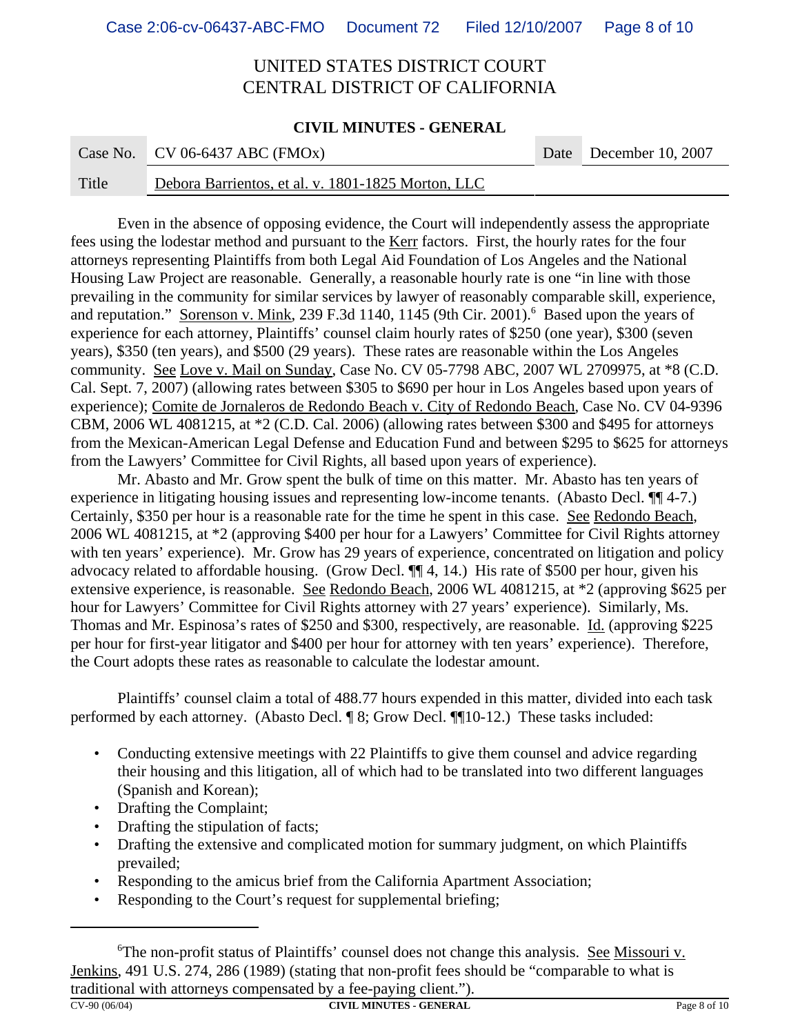UNITED STATES DISTRICT COURT
CENTRAL DISTRICT OF CALIFORNIA

**CIVIL MINUTES - GENERAL**

| Case No. | CV 06-6437 ABC (FMOx) | Date | December 10, 2007 |
|---|---|---|---|
| Title | Debora Barrientos, et al. v. 1801-1825 Morton, LLC | | |

Even in the absence of opposing evidence, the Court will independently assess the appropriate fees using the lodestar method and pursuant to the Kerr factors. First, the hourly rates for the four attorneys representing Plaintiffs from both Legal Aid Foundation of Los Angeles and the National Housing Law Project are reasonable. Generally, a reasonable hourly rate is one "in line with those prevailing in the community for similar services by lawyer of reasonably comparable skill, experience, and reputation." Sorenson v. Mink, 239 F.3d 1140, 1145 (9th Cir. 2001).[6] Based upon the years of experience for each attorney, Plaintiffs' counsel claim hourly rates of $250 (one year), $300 (seven years), $350 (ten years), and $500 (29 years). These rates are reasonable within the Los Angeles community. See Love v. Mail on Sunday, Case No. CV 05-7798 ABC, 2007 WL 2709975, at *8 (C.D. Cal. Sept. 7, 2007) (allowing rates between $305 to $690 per hour in Los Angeles based upon years of experience); Comite de Jornaleros de Redondo Beach v. City of Redondo Beach, Case No. CV 04-9396 CBM, 2006 WL 4081215, at *2 (C.D. Cal. 2006) (allowing rates between $300 and $495 for attorneys from the Mexican-American Legal Defense and Education Fund and between $295 to $625 for attorneys from the Lawyers' Committee for Civil Rights, all based upon years of experience).

Mr. Abasto and Mr. Grow spent the bulk of time on this matter. Mr. Abasto has ten years of experience in litigating housing issues and representing low-income tenants. (Abasto Decl. ¶¶ 4-7.) Certainly, $350 per hour is a reasonable rate for the time he spent in this case. See Redondo Beach, 2006 WL 4081215, at *2 (approving $400 per hour for a Lawyers' Committee for Civil Rights attorney with ten years' experience). Mr. Grow has 29 years of experience, concentrated on litigation and policy advocacy related to affordable housing. (Grow Decl. ¶¶ 4, 14.) His rate of $500 per hour, given his extensive experience, is reasonable. See Redondo Beach, 2006 WL 4081215, at *2 (approving $625 per hour for Lawyers' Committee for Civil Rights attorney with 27 years' experience). Similarly, Ms. Thomas and Mr. Espinosa's rates of $250 and $300, respectively, are reasonable. Id. (approving $225 per hour for first-year litigator and $400 per hour for attorney with ten years' experience). Therefore, the Court adopts these rates as reasonable to calculate the lodestar amount.

Plaintiffs' counsel claim a total of 488.77 hours expended in this matter, divided into each task performed by each attorney. (Abasto Decl. ¶ 8; Grow Decl. ¶¶10-12.) These tasks included:

- Conducting extensive meetings with 22 Plaintiffs to give them counsel and advice regarding their housing and this litigation, all of which had to be translated into two different languages (Spanish and Korean);
- Drafting the Complaint;
- Drafting the stipulation of facts;
- Drafting the extensive and complicated motion for summary judgment, on which Plaintiffs prevailed;
- Responding to the amicus brief from the California Apartment Association;
- Responding to the Court's request for supplemental briefing;

[6] The non-profit status of Plaintiffs' counsel does not change this analysis. See Missouri v. Jenkins, 491 U.S. 274, 286 (1989) (stating that non-profit fees should be "comparable to what is traditional with attorneys compensated by a fee-paying client.").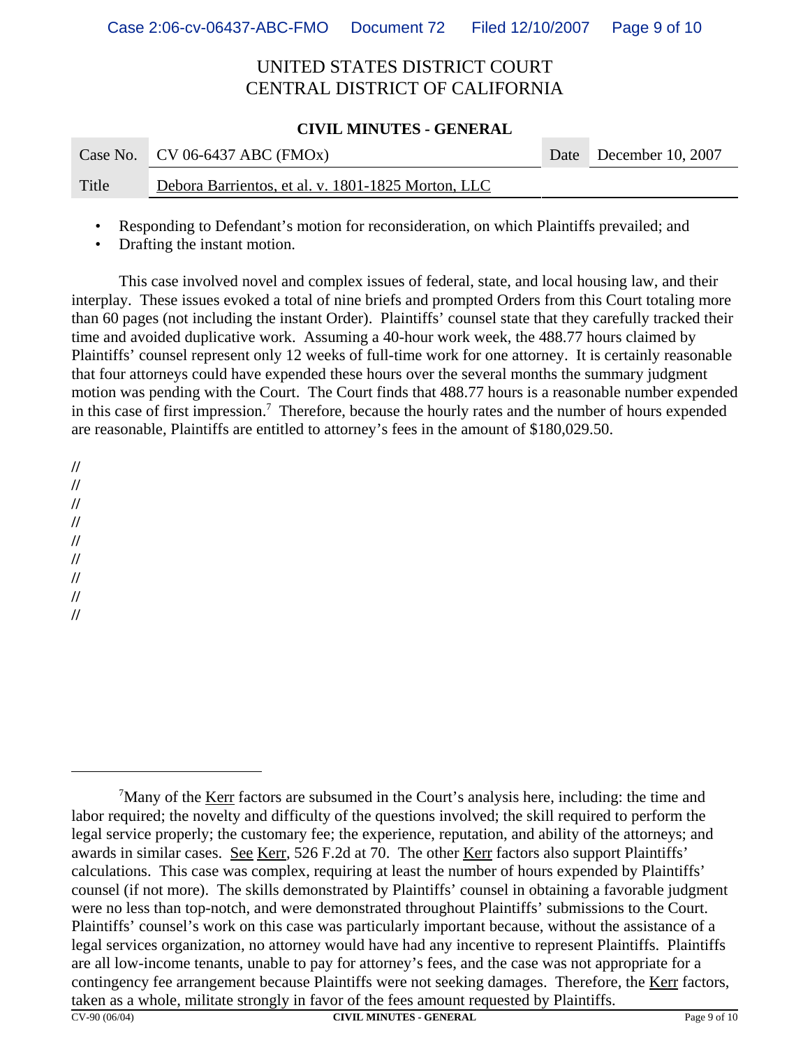UNITED STATES DISTRICT COURT
CENTRAL DISTRICT OF CALIFORNIA

**CIVIL MINUTES - GENERAL**

| Case No. | CV 06-6437 ABC (FMOx) | Date | December 10, 2007 |
|---|---|---|---|
| Title | Debora Barrientos, et al. v. 1801-1825 Morton, LLC | | |

- Responding to Defendant's motion for reconsideration, on which Plaintiffs prevailed; and
- Drafting the instant motion.

This case involved novel and complex issues of federal, state, and local housing law, and their interplay. These issues evoked a total of nine briefs and prompted Orders from this Court totaling more than 60 pages (not including the instant Order). Plaintiffs' counsel state that they carefully tracked their time and avoided duplicative work. Assuming a 40-hour work week, the 488.77 hours claimed by Plaintiffs' counsel represent only 12 weeks of full-time work for one attorney. It is certainly reasonable that four attorneys could have expended these hours over the several months the summary judgment motion was pending with the Court. The Court finds that 488.77 hours is a reasonable number expended in this case of first impression.[7] Therefore, because the hourly rates and the number of hours expended are reasonable, Plaintiffs are entitled to attorney's fees in the amount of $180,029.50.

//
//
//
//
//
//
//
//
//

---

[7] Many of the Kerr factors are subsumed in the Court's analysis here, including: the time and labor required; the novelty and difficulty of the questions involved; the skill required to perform the legal service properly; the customary fee; the experience, reputation, and ability of the attorneys; and awards in similar cases. See Kerr, 526 F.2d at 70. The other Kerr factors also support Plaintiffs' calculations. This case was complex, requiring at least the number of hours expended by Plaintiffs' counsel (if not more). The skills demonstrated by Plaintiffs' counsel in obtaining a favorable judgment were no less than top-notch, and were demonstrated throughout Plaintiffs' submissions to the Court. Plaintiffs' counsel's work on this case was particularly important because, without the assistance of a legal services organization, no attorney would have had any incentive to represent Plaintiffs. Plaintiffs are all low-income tenants, unable to pay for attorney's fees, and the case was not appropriate for a contingency fee arrangement because Plaintiffs were not seeking damages. Therefore, the Kerr factors, taken as a whole, militate strongly in favor of the fees amount requested by Plaintiffs.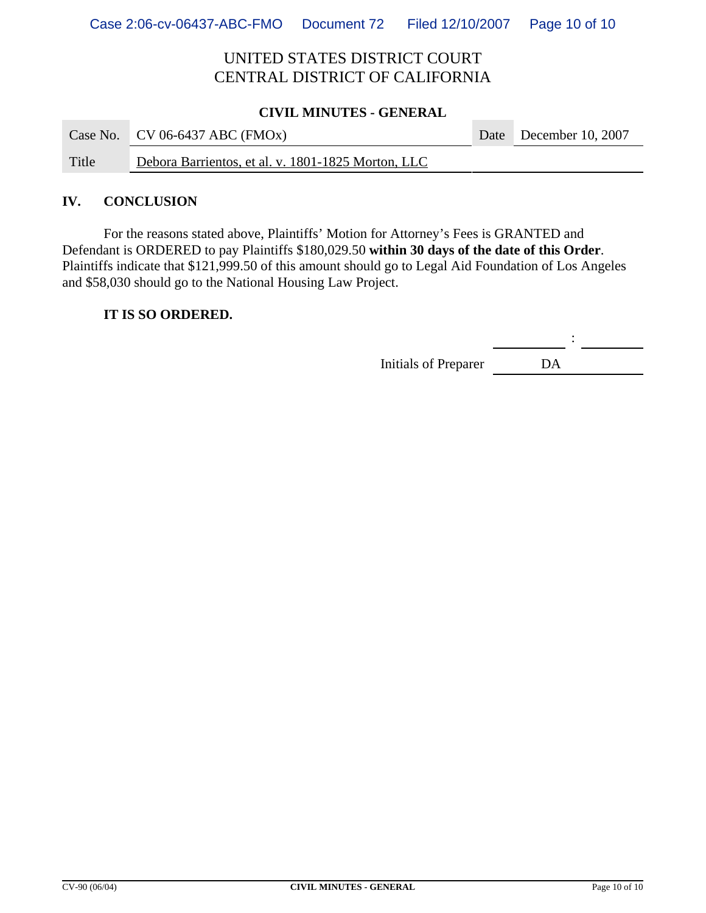UNITED STATES DISTRICT COURT
CENTRAL DISTRICT OF CALIFORNIA

**CIVIL MINUTES - GENERAL**

| | | | |
|---|---|---|---|
| Case No. | CV 06-6437 ABC (FMOx) | Date | December 10, 2007 |
| Title | Debora Barrientos, et al. v. 1801-1825 Morton, LLC | | |

## IV. CONCLUSION

For the reasons stated above, Plaintiffs' Motion for Attorney's Fees is GRANTED and Defendant is ORDERED to pay Plaintiffs $180,029.50 **within 30 days of the date of this Order**. Plaintiffs indicate that $121,999.50 of this amount should go to Legal Aid Foundation of Los Angeles and $58,030 should go to the National Housing Law Project.

**IT IS SO ORDERED.**

:

Initials of Preparer DA